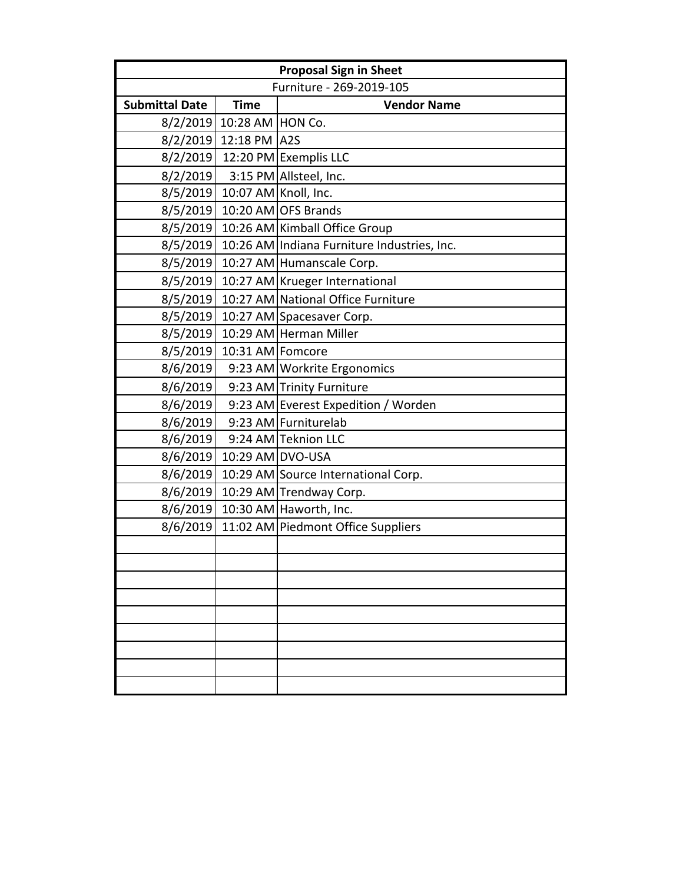| Proposal Sign in Sheet | | |
|---|---|---|
| Furniture - 269-2019-105 | | |
| **Submittal Date** | **Time** | **Vendor Name** |
| 8/2/2019 | 10:28 AM | HON Co. |
| 8/2/2019 | 12:18 PM | A2S |
| 8/2/2019 | 12:20 PM | Exemplis LLC |
| 8/2/2019 | 3:15 PM | Allsteel, Inc. |
| 8/5/2019 | 10:07 AM | Knoll, Inc. |
| 8/5/2019 | 10:20 AM | OFS Brands |
| 8/5/2019 | 10:26 AM | Kimball Office Group |
| 8/5/2019 | 10:26 AM | Indiana Furniture Industries, Inc. |
| 8/5/2019 | 10:27 AM | Humanscale Corp. |
| 8/5/2019 | 10:27 AM | Krueger International |
| 8/5/2019 | 10:27 AM | National Office Furniture |
| 8/5/2019 | 10:27 AM | Spacesaver Corp. |
| 8/5/2019 | 10:29 AM | Herman Miller |
| 8/5/2019 | 10:31 AM | Fomcore |
| 8/6/2019 | 9:23 AM | Workrite Ergonomics |
| 8/6/2019 | 9:23 AM | Trinity Furniture |
| 8/6/2019 | 9:23 AM | Everest Expedition / Worden |
| 8/6/2019 | 9:23 AM | Furniturelab |
| 8/6/2019 | 9:24 AM | Teknion LLC |
| 8/6/2019 | 10:29 AM | DVO-USA |
| 8/6/2019 | 10:29 AM | Source International Corp. |
| 8/6/2019 | 10:29 AM | Trendway Corp. |
| 8/6/2019 | 10:30 AM | Haworth, Inc. |
| 8/6/2019 | 11:02 AM | Piedmont Office Suppliers |
| | | |
| | | |
| | | |
| | | |
| | | |
| | | |
| | | |
| | | |
| | | |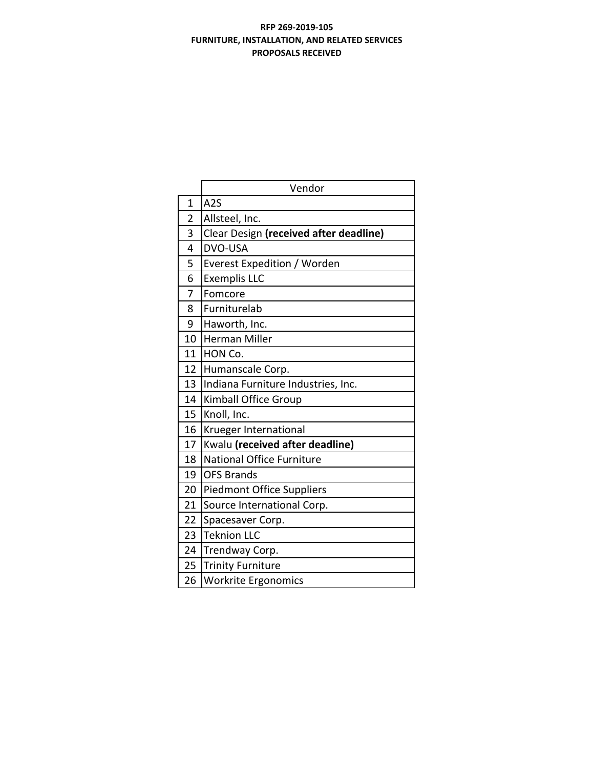**RFP 269-2019-105**
**FURNITURE, INSTALLATION, AND RELATED SERVICES**
**PROPOSALS RECEIVED**

| | Vendor |
|---|---|
| 1 | A2S |
| 2 | Allsteel, Inc. |
| 3 | Clear Design **(received after deadline)** |
| 4 | DVO-USA |
| 5 | Everest Expedition / Worden |
| 6 | Exemplis LLC |
| 7 | Fomcore |
| 8 | Furniturelab |
| 9 | Haworth, Inc. |
| 10 | Herman Miller |
| 11 | HON Co. |
| 12 | Humanscale Corp. |
| 13 | Indiana Furniture Industries, Inc. |
| 14 | Kimball Office Group |
| 15 | Knoll, Inc. |
| 16 | Krueger International |
| 17 | Kwalu **(received after deadline)** |
| 18 | National Office Furniture |
| 19 | OFS Brands |
| 20 | Piedmont Office Suppliers |
| 21 | Source International Corp. |
| 22 | Spacesaver Corp. |
| 23 | Teknion LLC |
| 24 | Trendway Corp. |
| 25 | Trinity Furniture |
| 26 | Workrite Ergonomics |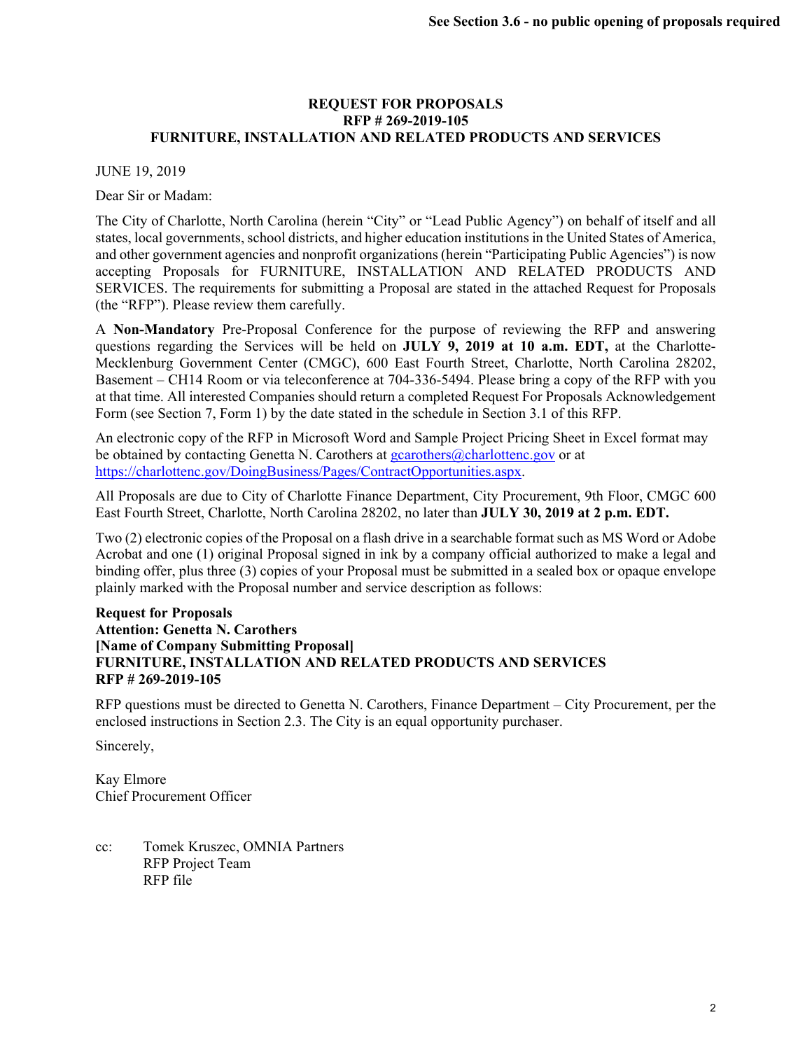**See Section 3.6 - no public opening of proposals required**

# REQUEST FOR PROPOSALS
## RFP # 269-2019-105
## FURNITURE, INSTALLATION AND RELATED PRODUCTS AND SERVICES

JUNE 19, 2019

Dear Sir or Madam:

The City of Charlotte, North Carolina (herein "City" or "Lead Public Agency") on behalf of itself and all states, local governments, school districts, and higher education institutions in the United States of America, and other government agencies and nonprofit organizations (herein "Participating Public Agencies") is now accepting Proposals for FURNITURE, INSTALLATION AND RELATED PRODUCTS AND SERVICES. The requirements for submitting a Proposal are stated in the attached Request for Proposals (the "RFP"). Please review them carefully.

A **Non-Mandatory** Pre-Proposal Conference for the purpose of reviewing the RFP and answering questions regarding the Services will be held on **JULY 9, 2019 at 10 a.m. EDT,** at the Charlotte-Mecklenburg Government Center (CMGC), 600 East Fourth Street, Charlotte, North Carolina 28202, Basement – CH14 Room or via teleconference at 704-336-5494. Please bring a copy of the RFP with you at that time. All interested Companies should return a completed Request For Proposals Acknowledgement Form (see Section 7, Form 1) by the date stated in the schedule in Section 3.1 of this RFP.

An electronic copy of the RFP in Microsoft Word and Sample Project Pricing Sheet in Excel format may be obtained by contacting Genetta N. Carothers at gcarothers@charlottenc.gov or at https://charlottenc.gov/DoingBusiness/Pages/ContractOpportunities.aspx.

All Proposals are due to City of Charlotte Finance Department, City Procurement, 9th Floor, CMGC 600 East Fourth Street, Charlotte, North Carolina 28202, no later than **JULY 30, 2019 at 2 p.m. EDT.**

Two (2) electronic copies of the Proposal on a flash drive in a searchable format such as MS Word or Adobe Acrobat and one (1) original Proposal signed in ink by a company official authorized to make a legal and binding offer, plus three (3) copies of your Proposal must be submitted in a sealed box or opaque envelope plainly marked with the Proposal number and service description as follows:

**Request for Proposals**
**Attention: Genetta N. Carothers**
**[Name of Company Submitting Proposal]**
**FURNITURE, INSTALLATION AND RELATED PRODUCTS AND SERVICES**
**RFP # 269-2019-105**

RFP questions must be directed to Genetta N. Carothers, Finance Department – City Procurement, per the enclosed instructions in Section 2.3. The City is an equal opportunity purchaser.

Sincerely,

Kay Elmore
Chief Procurement Officer

cc: Tomek Kruszec, OMNIA Partners
RFP Project Team
RFP file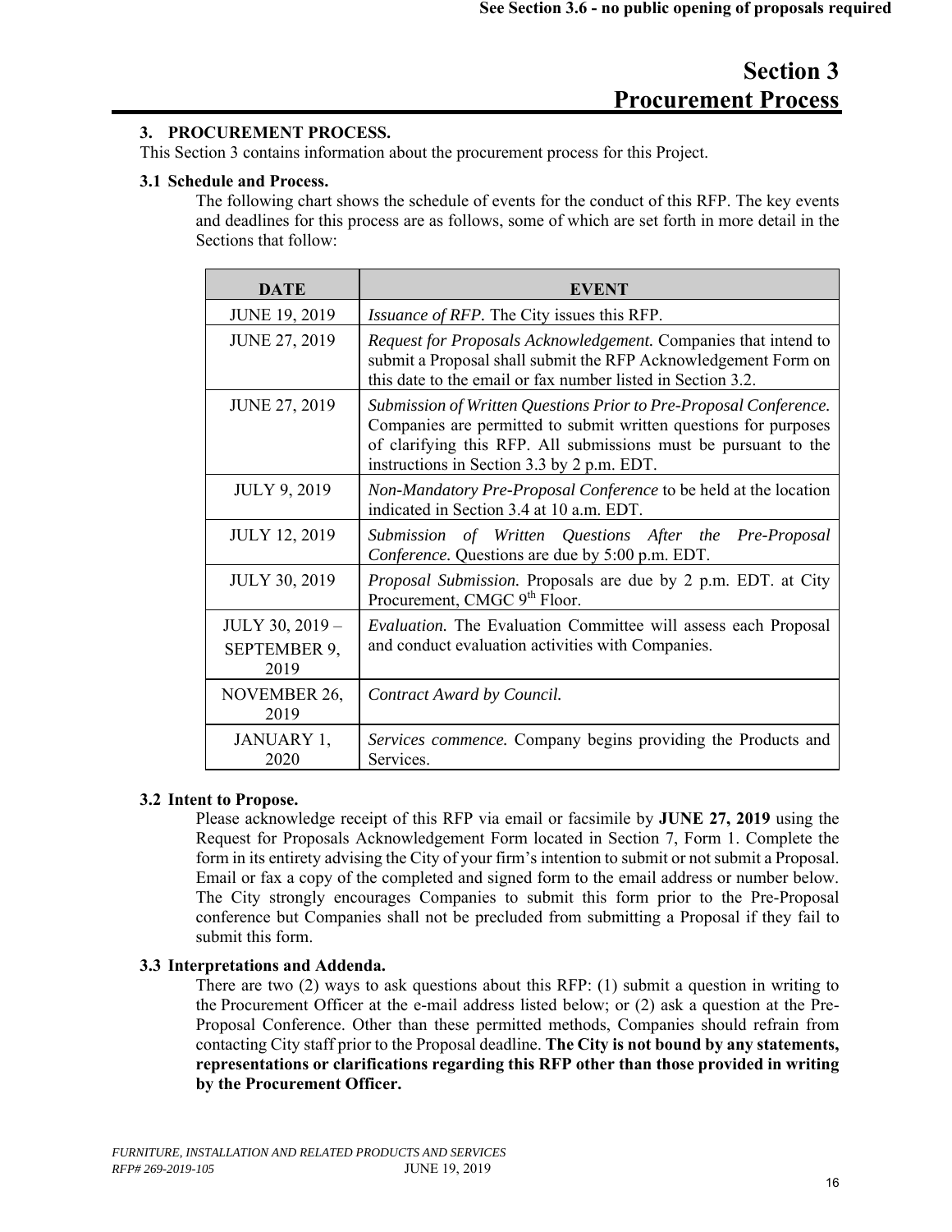See Section 3.6 - no public opening of proposals required

# Section 3
# Procurement Process

## 3. PROCUREMENT PROCESS.

This Section 3 contains information about the procurement process for this Project.

### 3.1 Schedule and Process.

The following chart shows the schedule of events for the conduct of this RFP. The key events and deadlines for this process are as follows, some of which are set forth in more detail in the Sections that follow:

| DATE | EVENT |
|---|---|
| JUNE 19, 2019 | *Issuance of RFP.* The City issues this RFP. |
| JUNE 27, 2019 | *Request for Proposals Acknowledgement.* Companies that intend to submit a Proposal shall submit the RFP Acknowledgement Form on this date to the email or fax number listed in Section 3.2. |
| JUNE 27, 2019 | *Submission of Written Questions Prior to Pre-Proposal Conference.* Companies are permitted to submit written questions for purposes of clarifying this RFP. All submissions must be pursuant to the instructions in Section 3.3 by 2 p.m. EDT. |
| JULY 9, 2019 | *Non-Mandatory Pre-Proposal Conference* to be held at the location indicated in Section 3.4 at 10 a.m. EDT. |
| JULY 12, 2019 | *Submission of Written Questions After the Pre-Proposal Conference.* Questions are due by 5:00 p.m. EDT. |
| JULY 30, 2019 | *Proposal Submission.* Proposals are due by 2 p.m. EDT. at City Procurement, CMGC 9th Floor. |
| JULY 30, 2019 – SEPTEMBER 9, 2019 | *Evaluation.* The Evaluation Committee will assess each Proposal and conduct evaluation activities with Companies. |
| NOVEMBER 26, 2019 | *Contract Award by Council.* |
| JANUARY 1, 2020 | *Services commence.* Company begins providing the Products and Services. |

### 3.2 Intent to Propose.

Please acknowledge receipt of this RFP via email or facsimile by **JUNE 27, 2019** using the Request for Proposals Acknowledgement Form located in Section 7, Form 1. Complete the form in its entirety advising the City of your firm's intention to submit or not submit a Proposal. Email or fax a copy of the completed and signed form to the email address or number below. The City strongly encourages Companies to submit this form prior to the Pre-Proposal conference but Companies shall not be precluded from submitting a Proposal if they fail to submit this form.

### 3.3 Interpretations and Addenda.

There are two (2) ways to ask questions about this RFP: (1) submit a question in writing to the Procurement Officer at the e-mail address listed below; or (2) ask a question at the Pre-Proposal Conference. Other than these permitted methods, Companies should refrain from contacting City staff prior to the Proposal deadline. **The City is not bound by any statements, representations or clarifications regarding this RFP other than those provided in writing by the Procurement Officer.**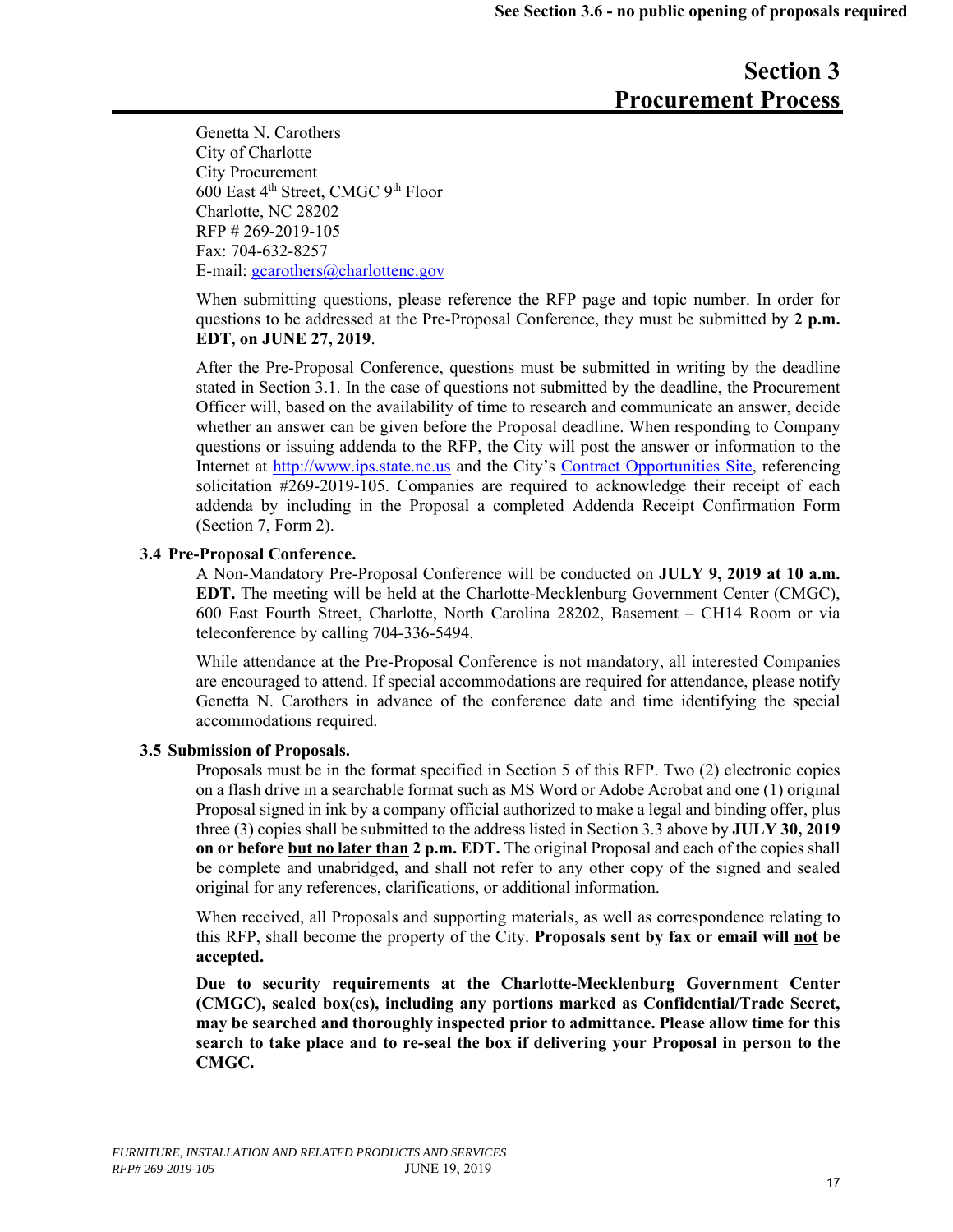See Section 3.6 - no public opening of proposals required

# Section 3
# Procurement Process

Genetta N. Carothers
City of Charlotte
City Procurement
600 East 4th Street, CMGC 9th Floor
Charlotte, NC 28202
RFP # 269-2019-105
Fax: 704-632-8257
E-mail: gcarothers@charlottenc.gov

When submitting questions, please reference the RFP page and topic number. In order for questions to be addressed at the Pre-Proposal Conference, they must be submitted by **2 p.m. EDT, on JUNE 27, 2019**.

After the Pre-Proposal Conference, questions must be submitted in writing by the deadline stated in Section 3.1. In the case of questions not submitted by the deadline, the Procurement Officer will, based on the availability of time to research and communicate an answer, decide whether an answer can be given before the Proposal deadline. When responding to Company questions or issuing addenda to the RFP, the City will post the answer or information to the Internet at http://www.ips.state.nc.us and the City's Contract Opportunities Site, referencing solicitation #269-2019-105. Companies are required to acknowledge their receipt of each addenda by including in the Proposal a completed Addenda Receipt Confirmation Form (Section 7, Form 2).

### 3.4 Pre-Proposal Conference.

A Non-Mandatory Pre-Proposal Conference will be conducted on **JULY 9, 2019 at 10 a.m. EDT.** The meeting will be held at the Charlotte-Mecklenburg Government Center (CMGC), 600 East Fourth Street, Charlotte, North Carolina 28202, Basement – CH14 Room or via teleconference by calling 704-336-5494.

While attendance at the Pre-Proposal Conference is not mandatory, all interested Companies are encouraged to attend. If special accommodations are required for attendance, please notify Genetta N. Carothers in advance of the conference date and time identifying the special accommodations required.

### 3.5 Submission of Proposals.

Proposals must be in the format specified in Section 5 of this RFP. Two (2) electronic copies on a flash drive in a searchable format such as MS Word or Adobe Acrobat and one (1) original Proposal signed in ink by a company official authorized to make a legal and binding offer, plus three (3) copies shall be submitted to the address listed in Section 3.3 above by **JULY 30, 2019 on or before but no later than 2 p.m. EDT.** The original Proposal and each of the copies shall be complete and unabridged, and shall not refer to any other copy of the signed and sealed original for any references, clarifications, or additional information.

When received, all Proposals and supporting materials, as well as correspondence relating to this RFP, shall become the property of the City. **Proposals sent by fax or email will not be accepted.**

**Due to security requirements at the Charlotte-Mecklenburg Government Center (CMGC), sealed box(es), including any portions marked as Confidential/Trade Secret, may be searched and thoroughly inspected prior to admittance. Please allow time for this search to take place and to re-seal the box if delivering your Proposal in person to the CMGC.**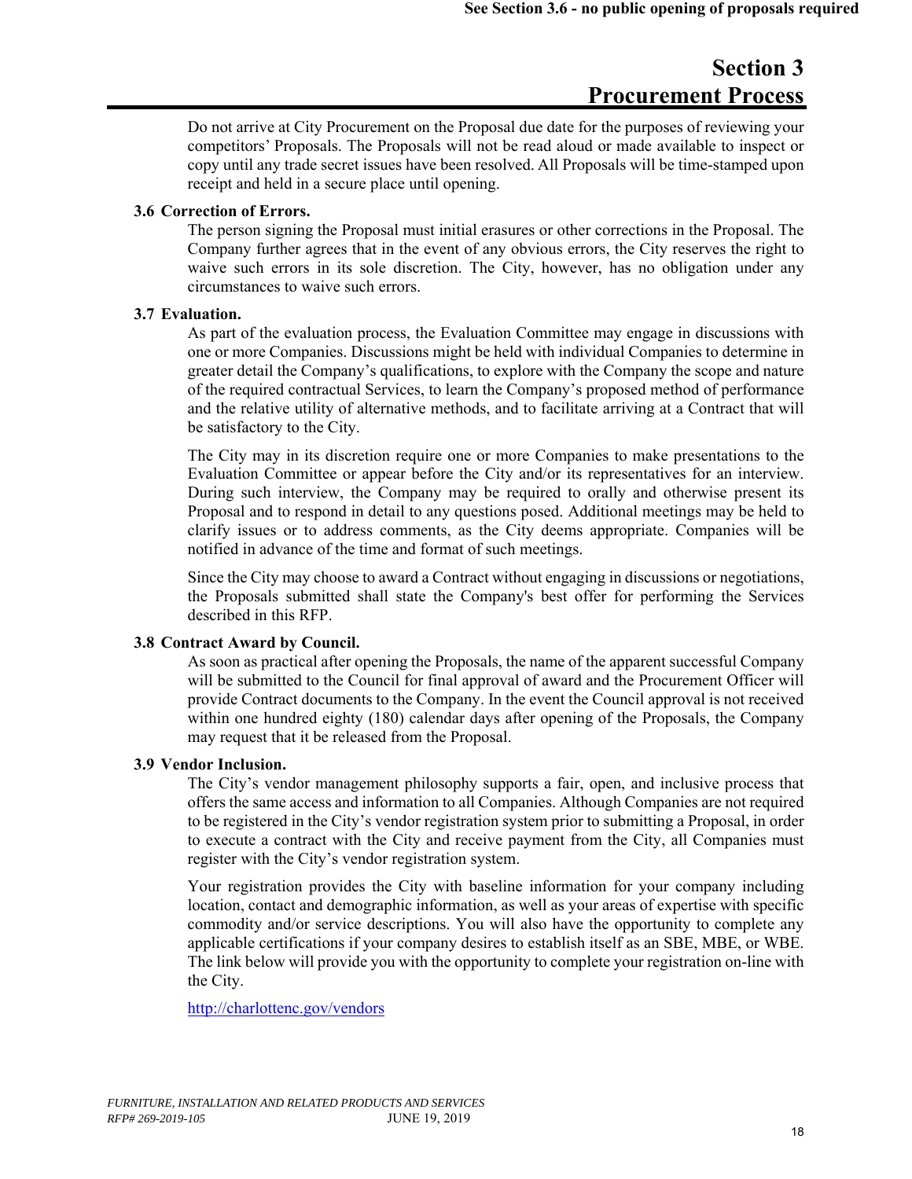See Section 3.6 - no public opening of proposals required

# Section 3
# Procurement Process

Do not arrive at City Procurement on the Proposal due date for the purposes of reviewing your competitors' Proposals. The Proposals will not be read aloud or made available to inspect or copy until any trade secret issues have been resolved. All Proposals will be time-stamped upon receipt and held in a secure place until opening.

### 3.6 Correction of Errors.

The person signing the Proposal must initial erasures or other corrections in the Proposal. The Company further agrees that in the event of any obvious errors, the City reserves the right to waive such errors in its sole discretion. The City, however, has no obligation under any circumstances to waive such errors.

### 3.7 Evaluation.

As part of the evaluation process, the Evaluation Committee may engage in discussions with one or more Companies. Discussions might be held with individual Companies to determine in greater detail the Company's qualifications, to explore with the Company the scope and nature of the required contractual Services, to learn the Company's proposed method of performance and the relative utility of alternative methods, and to facilitate arriving at a Contract that will be satisfactory to the City.

The City may in its discretion require one or more Companies to make presentations to the Evaluation Committee or appear before the City and/or its representatives for an interview. During such interview, the Company may be required to orally and otherwise present its Proposal and to respond in detail to any questions posed. Additional meetings may be held to clarify issues or to address comments, as the City deems appropriate. Companies will be notified in advance of the time and format of such meetings.

Since the City may choose to award a Contract without engaging in discussions or negotiations, the Proposals submitted shall state the Company's best offer for performing the Services described in this RFP.

### 3.8 Contract Award by Council.

As soon as practical after opening the Proposals, the name of the apparent successful Company will be submitted to the Council for final approval of award and the Procurement Officer will provide Contract documents to the Company. In the event the Council approval is not received within one hundred eighty (180) calendar days after opening of the Proposals, the Company may request that it be released from the Proposal.

### 3.9 Vendor Inclusion.

The City's vendor management philosophy supports a fair, open, and inclusive process that offers the same access and information to all Companies. Although Companies are not required to be registered in the City's vendor registration system prior to submitting a Proposal, in order to execute a contract with the City and receive payment from the City, all Companies must register with the City's vendor registration system.

Your registration provides the City with baseline information for your company including location, contact and demographic information, as well as your areas of expertise with specific commodity and/or service descriptions. You will also have the opportunity to complete any applicable certifications if your company desires to establish itself as an SBE, MBE, or WBE. The link below will provide you with the opportunity to complete your registration on-line with the City.

http://charlottenc.gov/vendors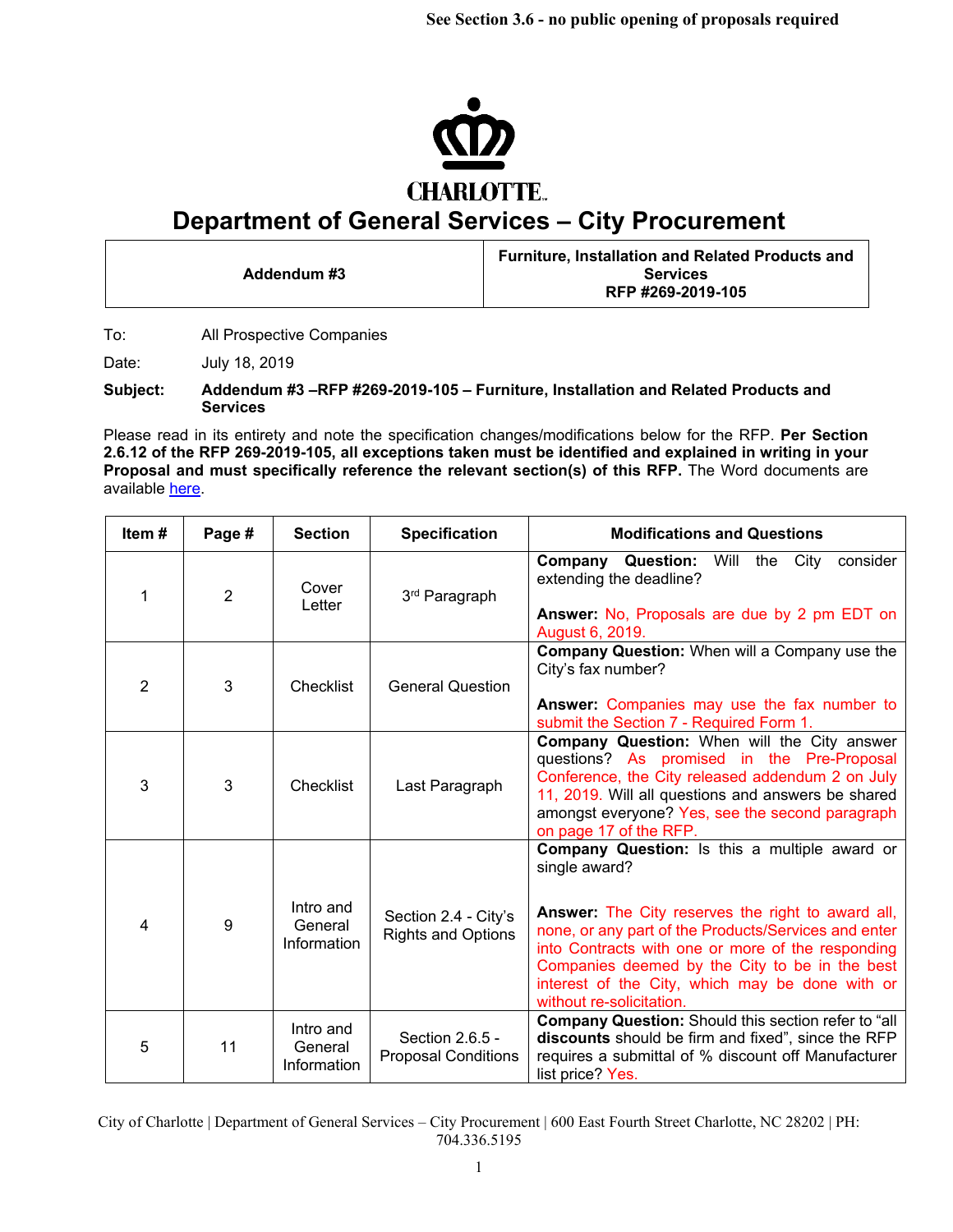See Section 3.6 - no public opening of proposals required

CHARLOTTE

# Department of General Services – City Procurement

| Addendum #3 | Furniture, Installation and Related Products and Services<br>RFP #269-2019-105 |
|---|---|

To: All Prospective Companies

Date: July 18, 2019

**Subject:** **Addendum #3 –RFP #269-2019-105 – Furniture, Installation and Related Products and Services**

Please read in its entirety and note the specification changes/modifications below for the RFP. **Per Section 2.6.12 of the RFP 269-2019-105, all exceptions taken must be identified and explained in writing in your Proposal and must specifically reference the relevant section(s) of this RFP.** The Word documents are available here.

| Item # | Page # | Section | Specification | Modifications and Questions |
|---|---|---|---|---|
| 1 | 2 | Cover Letter | 3rd Paragraph | **Company Question:** Will the City consider extending the deadline?<br><br>**Answer:** No, Proposals are due by 2 pm EDT on August 6, 2019. |
| 2 | 3 | Checklist | General Question | **Company Question:** When will a Company use the City's fax number?<br><br>**Answer:** Companies may use the fax number to submit the Section 7 - Required Form 1. |
| 3 | 3 | Checklist | Last Paragraph | **Company Question:** When will the City answer questions? As promised in the Pre-Proposal Conference, the City released addendum 2 on July 11, 2019. Will all questions and answers be shared amongst everyone? Yes, see the second paragraph on page 17 of the RFP. |
| 4 | 9 | Intro and General Information | Section 2.4 - City's Rights and Options | **Company Question:** Is this a multiple award or single award?<br><br>**Answer:** The City reserves the right to award all, none, or any part of the Products/Services and enter into Contracts with one or more of the responding Companies deemed by the City to be in the best interest of the City, which may be done with or without re-solicitation. |
| 5 | 11 | Intro and General Information | Section 2.6.5 - Proposal Conditions | **Company Question:** Should this section refer to "all **discounts** should be firm and fixed", since the RFP requires a submittal of % discount off Manufacturer list price? Yes. |

City of Charlotte | Department of General Services – City Procurement | 600 East Fourth Street Charlotte, NC 28202 | PH: 704.336.5195